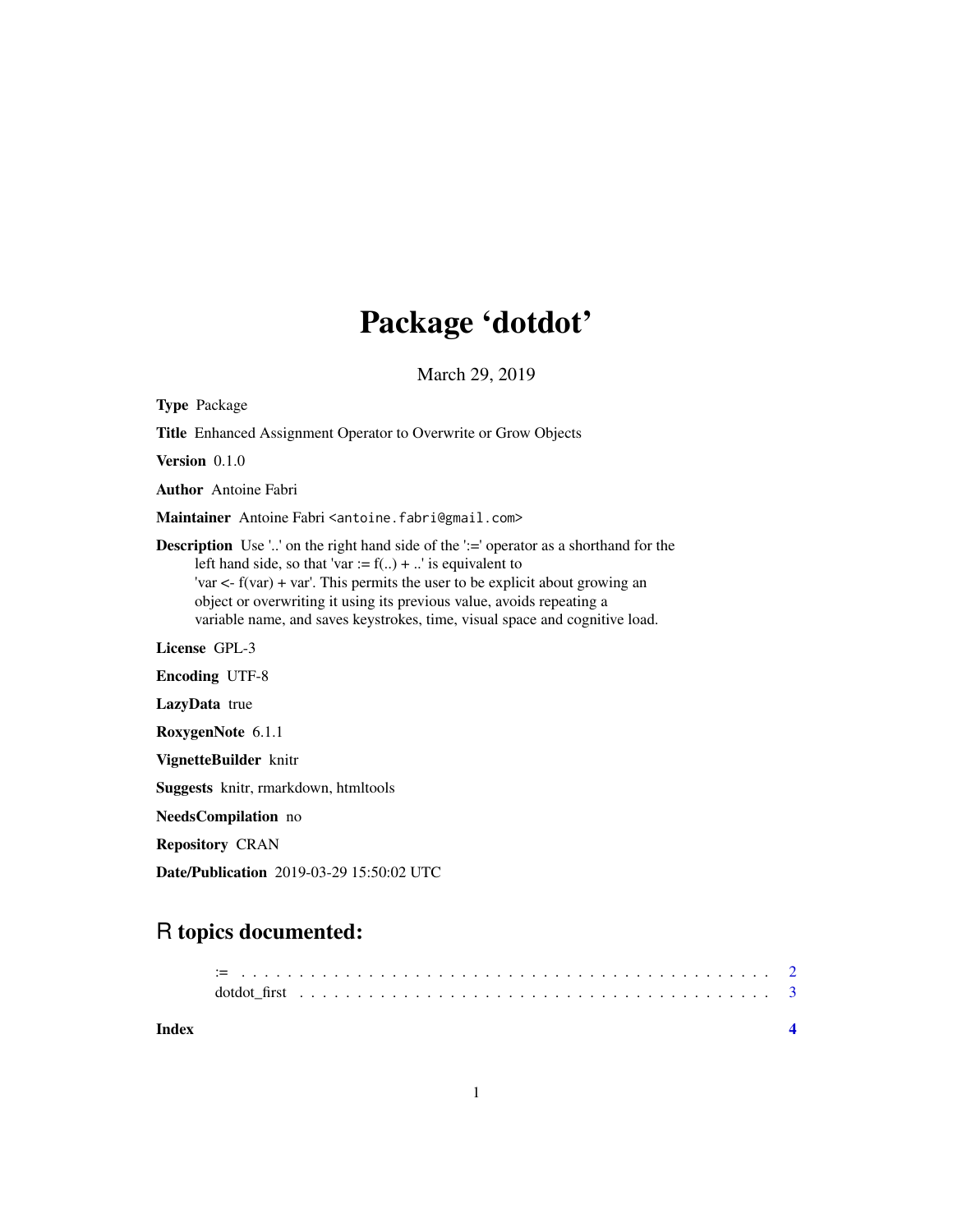# Package 'dotdot'

March 29, 2019

**Type** Package

**Title** Enhanced Assignment Operator to Overwrite or Grow Objects

**Version** 0.1.0

**Author** Antoine Fabri

**Maintainer** Antoine Fabri <antoine.fabri@gmail.com>

**Description** Use '..' on the right hand side of the ':=' operator as a shorthand for the left hand side, so that 'var := f(..) + ..' is equivalent to 'var <- f(var) + var'. This permits the user to be explicit about growing an object or overwriting it using its previous value, avoids repeating a variable name, and saves keystrokes, time, visual space and cognitive load.

**License** GPL-3

**Encoding** UTF-8

**LazyData** true

**RoxygenNote** 6.1.1

**VignetteBuilder** knitr

**Suggests** knitr, rmarkdown, htmltools

**NeedsCompilation** no

**Repository** CRAN

**Date/Publication** 2019-03-29 15:50:02 UTC

## R topics documented:

| | |
|---|---|
| := | 2 |
| dotdot_first | 3 |
| **Index** | **4** |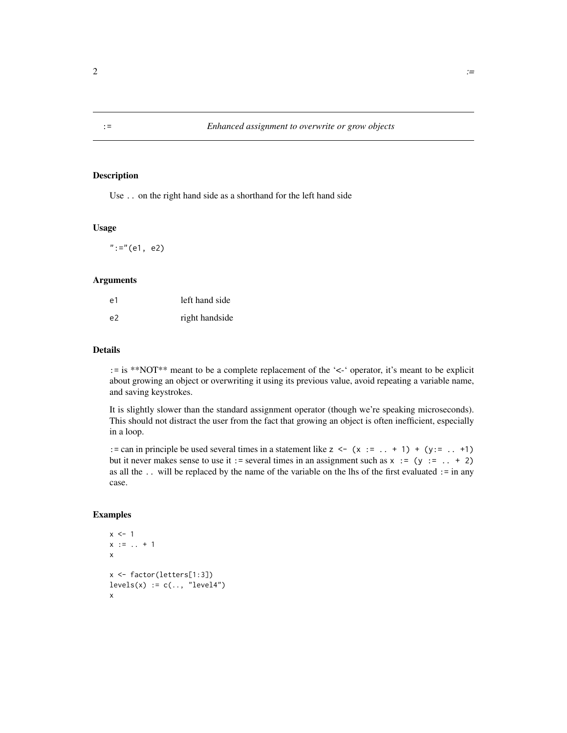## := Enhanced assignment to overwrite or grow objects

### Description

Use `..` on the right hand side as a shorthand for the left hand side

### Usage

```
":="(e1, e2)
```

### Arguments

| | |
|---|---|
| e1 | left hand side |
| e2 | right handside |

### Details

`:=` is **NOT** meant to be a complete replacement of the '<-' operator, it's meant to be explicit about growing an object or overwriting it using its previous value, avoid repeating a variable name, and saving keystrokes.

It is slightly slower than the standard assignment operator (though we're speaking microseconds). This should not distract the user from the fact that growing an object is often inefficient, especially in a loop.

`:=` can in principle be used several times in a statement like `z <- (x := .. + 1) + (y:= .. +1)` but it never makes sense to use it `:=` several times in an assignment such as `x := (y := .. + 2)` as all the `..` will be replaced by the name of the variable on the lhs of the first evaluated `:=` in any case.

### Examples

```
x <- 1
x := .. + 1
x

x <- factor(letters[1:3])
levels(x) := c(.., "level4")
x
```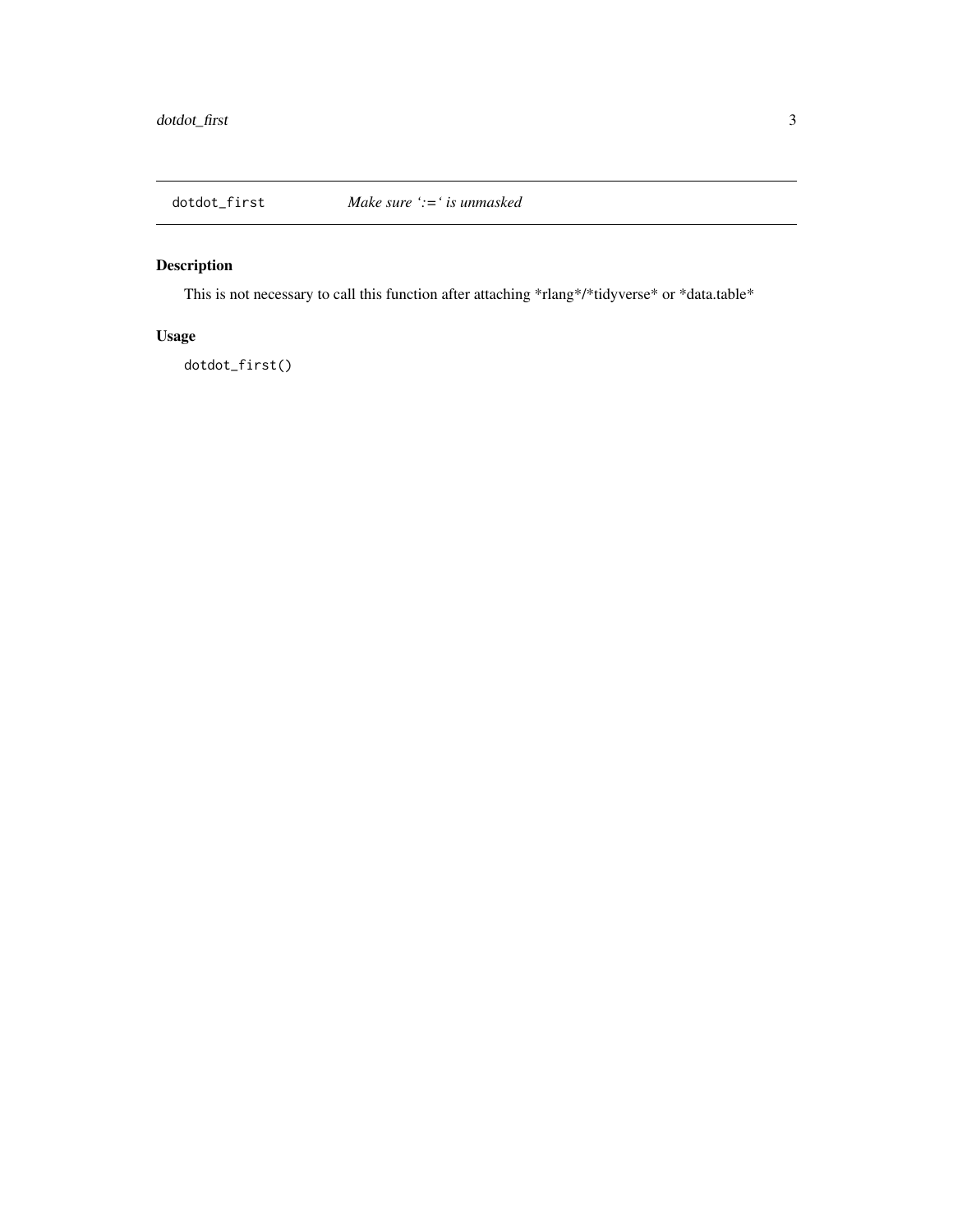dotdot_first        *Make sure `:=` is unmasked*

## Description

This is not necessary to call this function after attaching *rlang*/*tidyverse* or *data.table*

## Usage

```
dotdot_first()
```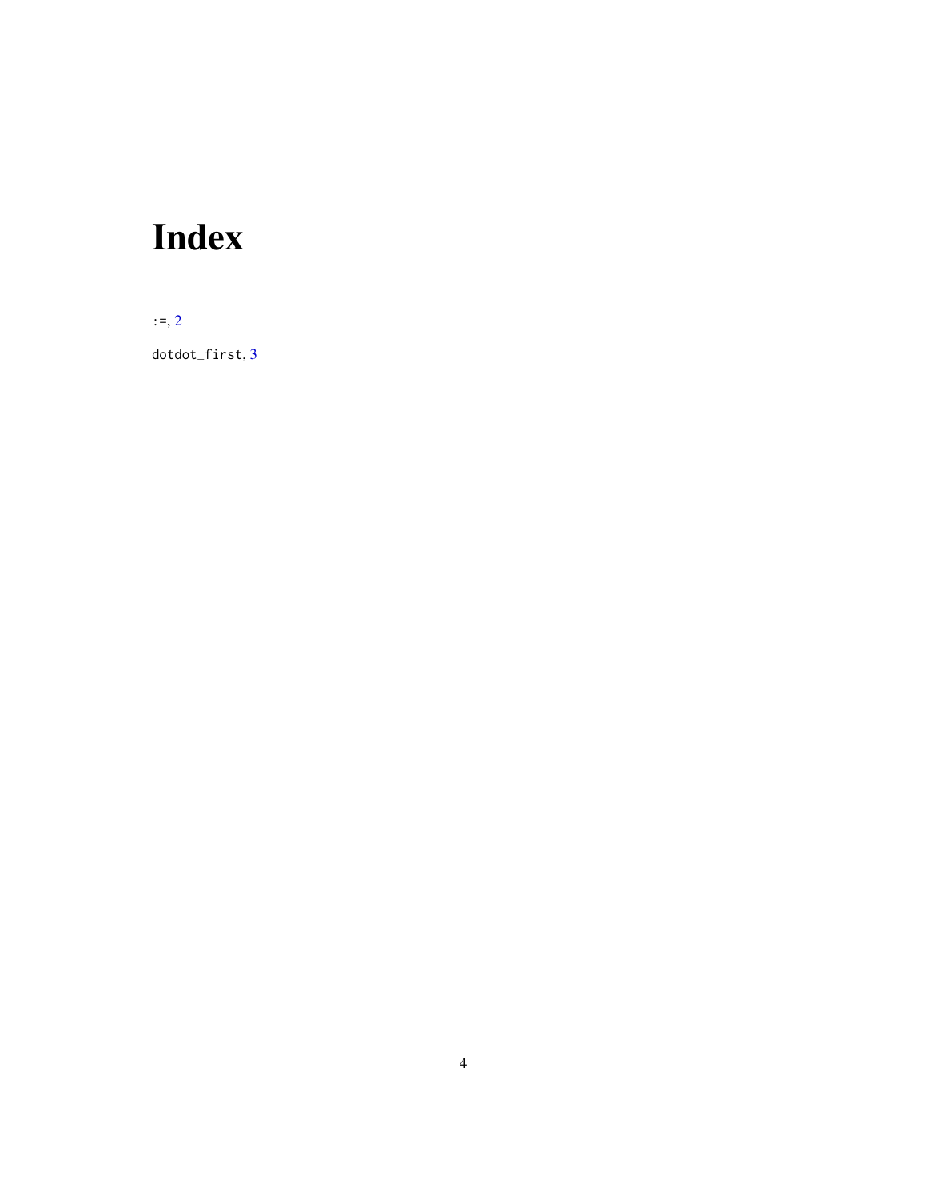# Index

:=, 2

dotdot_first, 3